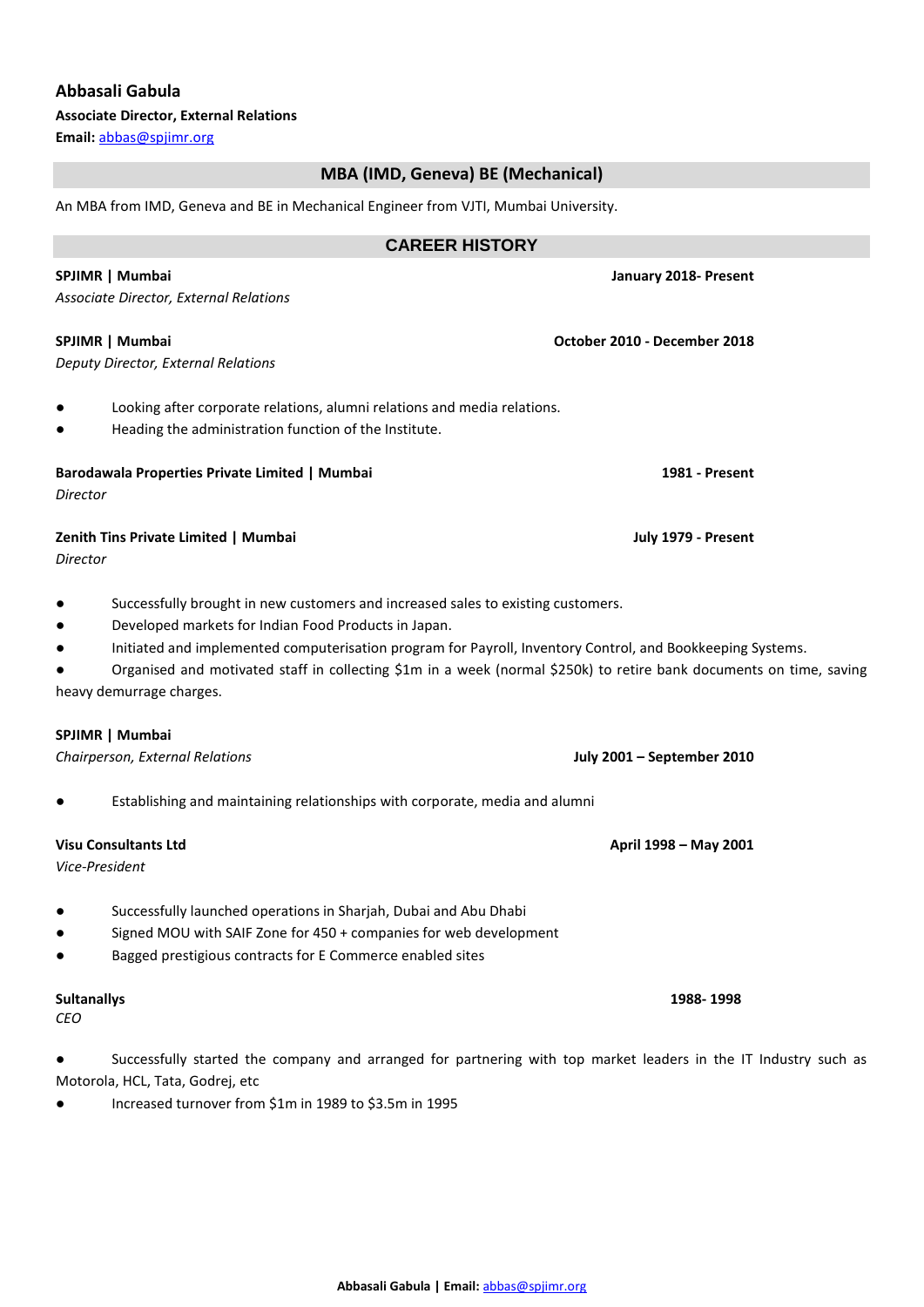# Abbasali Gabula

**Associate Director, External Relations**

**Email:** [abbas@spjimr.org](mailto:abbas@spjimr.org)

## MBA (IMD, Geneva) BE (Mechanical)

An MBA from IMD, Geneva and BE in Mechanical Engineer from VJTI, Mumbai University.

## CAREER HISTORY

**SPJIMR | Mumbai** — **January 2018- Present**

*Associate Director, External Relations*

**SPJIMR | Mumbai** — **October 2010 - December 2018**

*Deputy Director, External Relations*

- Looking after corporate relations, alumni relations and media relations.
- Heading the administration function of the Institute.

**Barodawala Properties Private Limited | Mumbai** — **1981 - Present**

*Director*

**Zenith Tins Private Limited | Mumbai** — **July 1979 - Present**

*Director*

- Successfully brought in new customers and increased sales to existing customers.
- Developed markets for Indian Food Products in Japan.
- Initiated and implemented computerisation program for Payroll, Inventory Control, and Bookkeeping Systems.
- Organised and motivated staff in collecting $1m in a week (normal $250k) to retire bank documents on time, saving heavy demurrage charges.

**SPJIMR | Mumbai**

*Chairperson, External Relations* — **July 2001 – September 2010**

- Establishing and maintaining relationships with corporate, media and alumni

**Visu Consultants Ltd** — **April 1998 – May 2001**

*Vice-President*

- Successfully launched operations in Sharjah, Dubai and Abu Dhabi
- Signed MOU with SAIF Zone for 450 + companies for web development
- Bagged prestigious contracts for E Commerce enabled sites

**Sultanallys** — **1988- 1998**

*CEO*

- Successfully started the company and arranged for partnering with top market leaders in the IT Industry such as Motorola, HCL, Tata, Godrej, etc
- Increased turnover from $1m in 1989 to $3.5m in 1995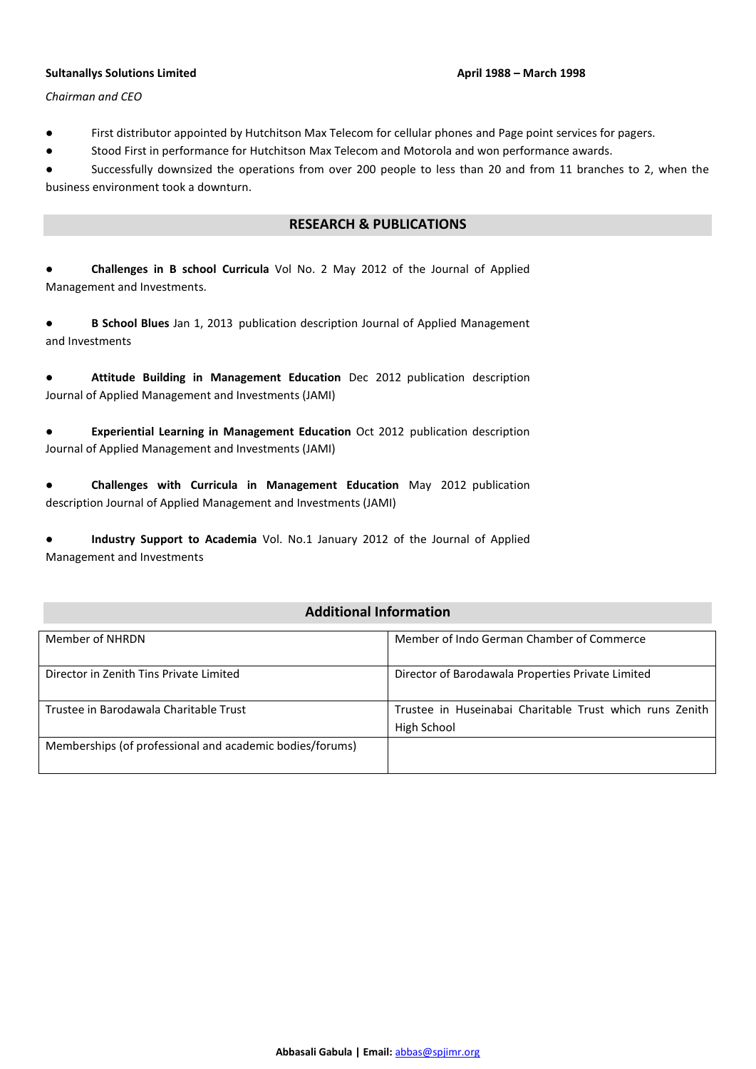**Sultanallys Solutions Limited** **April 1988 – March 1998**

*Chairman and CEO*

- First distributor appointed by Hutchitson Max Telecom for cellular phones and Page point services for pagers.
- Stood First in performance for Hutchitson Max Telecom and Motorola and won performance awards.
- Successfully downsized the operations from over 200 people to less than 20 and from 11 branches to 2, when the business environment took a downturn.

## RESEARCH & PUBLICATIONS

- **Challenges in B school Curricula** Vol No. 2 May 2012 of the Journal of Applied Management and Investments.

- **B School Blues** Jan 1, 2013 publication description Journal of Applied Management and Investments

- **Attitude Building in Management Education** Dec 2012 publication description Journal of Applied Management and Investments (JAMI)

- **Experiential Learning in Management Education** Oct 2012 publication description Journal of Applied Management and Investments (JAMI)

- **Challenges with Curricula in Management Education** May 2012 publication description Journal of Applied Management and Investments (JAMI)

- **Industry Support to Academia** Vol. No.1 January 2012 of the Journal of Applied Management and Investments

## Additional Information

| | |
|---|---|
| Member of NHRDN | Member of Indo German Chamber of Commerce |
| Director in Zenith Tins Private Limited | Director of Barodawala Properties Private Limited |
| Trustee in Barodawala Charitable Trust | Trustee in Huseinabai Charitable Trust which runs Zenith High School |
| Memberships (of professional and academic bodies/forums) | |

**Abbasali Gabula | Email:** abbas@spjimr.org